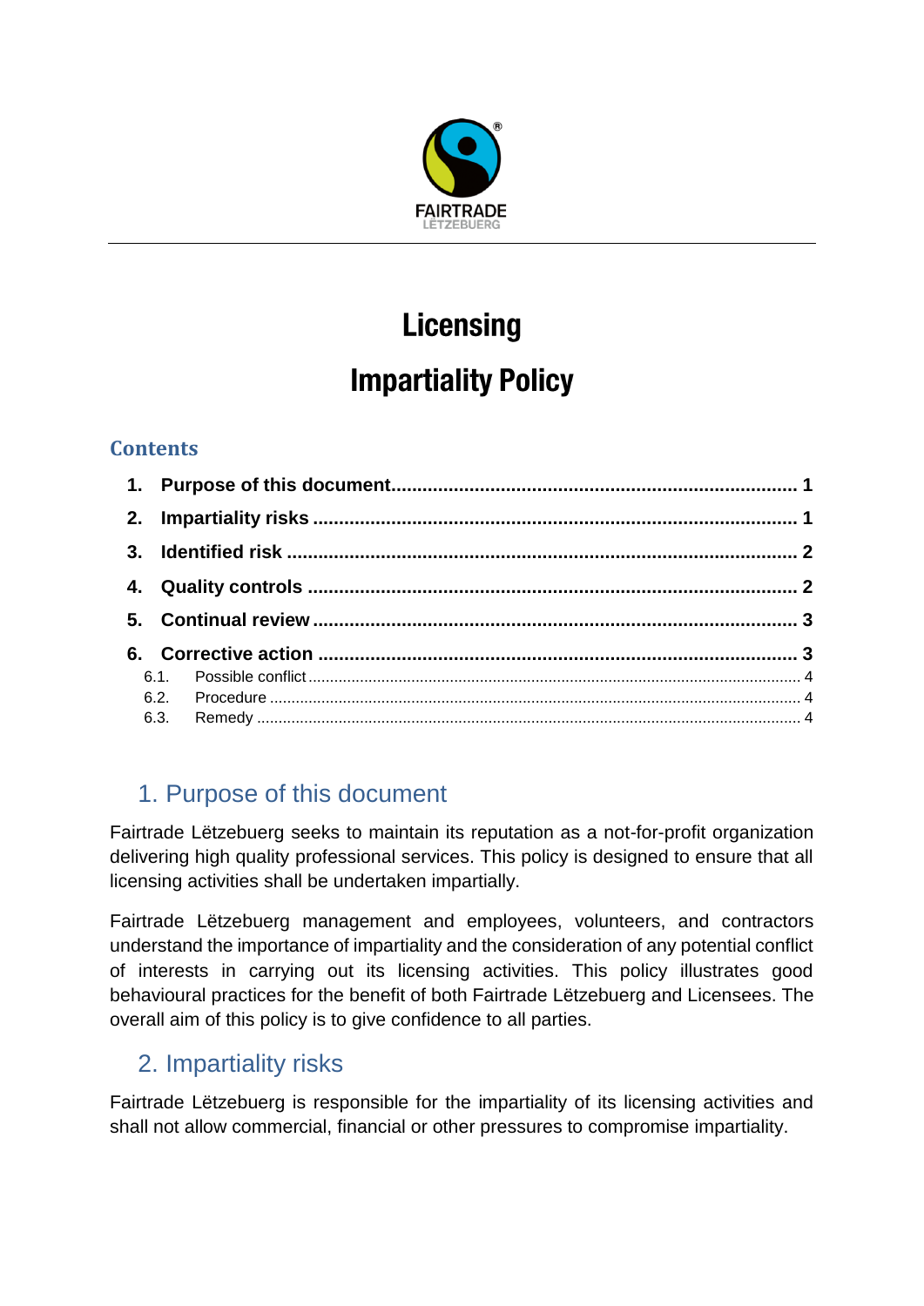# Licensing

# Impartiality Policy

## Contents

1. Purpose of this document ............ 1
2. Impartiality risks ............ 1
3. Identified risk ............ 2
4. Quality controls ............ 2
5. Continual review ............ 3
6. Corrective action ............ 3
   - 6.1. Possible conflict ............ 4
   - 6.2. Procedure ............ 4
   - 6.3. Remedy ............ 4

## 1. Purpose of this document

Fairtrade Lëtzebuerg seeks to maintain its reputation as a not-for-profit organization delivering high quality professional services. This policy is designed to ensure that all licensing activities shall be undertaken impartially.

Fairtrade Lëtzebuerg management and employees, volunteers, and contractors understand the importance of impartiality and the consideration of any potential conflict of interests in carrying out its licensing activities. This policy illustrates good behavioural practices for the benefit of both Fairtrade Lëtzebuerg and Licensees. The overall aim of this policy is to give confidence to all parties.

## 2. Impartiality risks

Fairtrade Lëtzebuerg is responsible for the impartiality of its licensing activities and shall not allow commercial, financial or other pressures to compromise impartiality.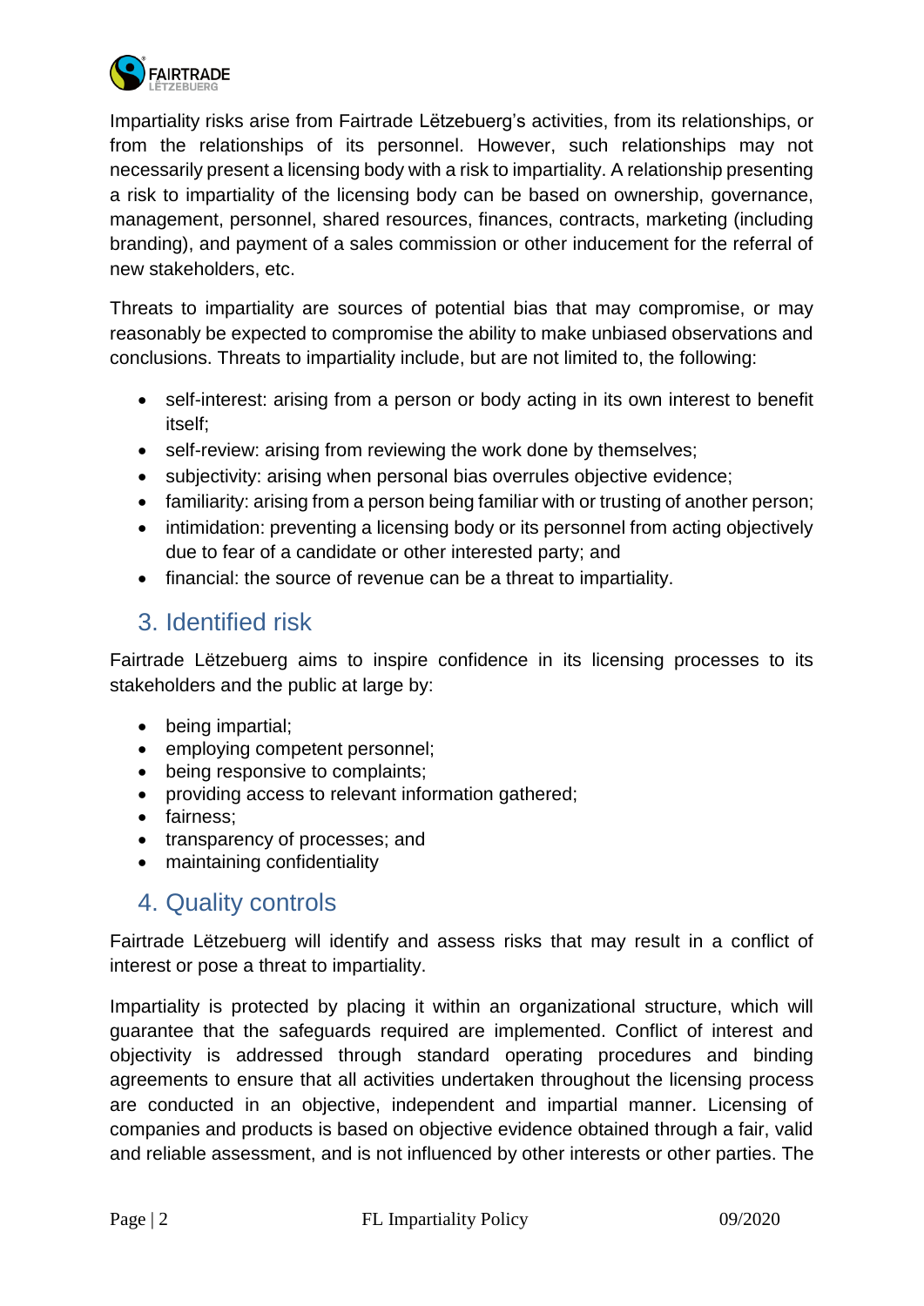Impartiality risks arise from Fairtrade Lëtzebuerg's activities, from its relationships, or from the relationships of its personnel. However, such relationships may not necessarily present a licensing body with a risk to impartiality. A relationship presenting a risk to impartiality of the licensing body can be based on ownership, governance, management, personnel, shared resources, finances, contracts, marketing (including branding), and payment of a sales commission or other inducement for the referral of new stakeholders, etc.

Threats to impartiality are sources of potential bias that may compromise, or may reasonably be expected to compromise the ability to make unbiased observations and conclusions. Threats to impartiality include, but are not limited to, the following:

- self-interest: arising from a person or body acting in its own interest to benefit itself;
- self-review: arising from reviewing the work done by themselves;
- subjectivity: arising when personal bias overrules objective evidence;
- familiarity: arising from a person being familiar with or trusting of another person;
- intimidation: preventing a licensing body or its personnel from acting objectively due to fear of a candidate or other interested party; and
- financial: the source of revenue can be a threat to impartiality.

## 3. Identified risk

Fairtrade Lëtzebuerg aims to inspire confidence in its licensing processes to its stakeholders and the public at large by:

- being impartial;
- employing competent personnel;
- being responsive to complaints;
- providing access to relevant information gathered;
- fairness;
- transparency of processes; and
- maintaining confidentiality

## 4. Quality controls

Fairtrade Lëtzebuerg will identify and assess risks that may result in a conflict of interest or pose a threat to impartiality.

Impartiality is protected by placing it within an organizational structure, which will guarantee that the safeguards required are implemented. Conflict of interest and objectivity is addressed through standard operating procedures and binding agreements to ensure that all activities undertaken throughout the licensing process are conducted in an objective, independent and impartial manner. Licensing of companies and products is based on objective evidence obtained through a fair, valid and reliable assessment, and is not influenced by other interests or other parties. The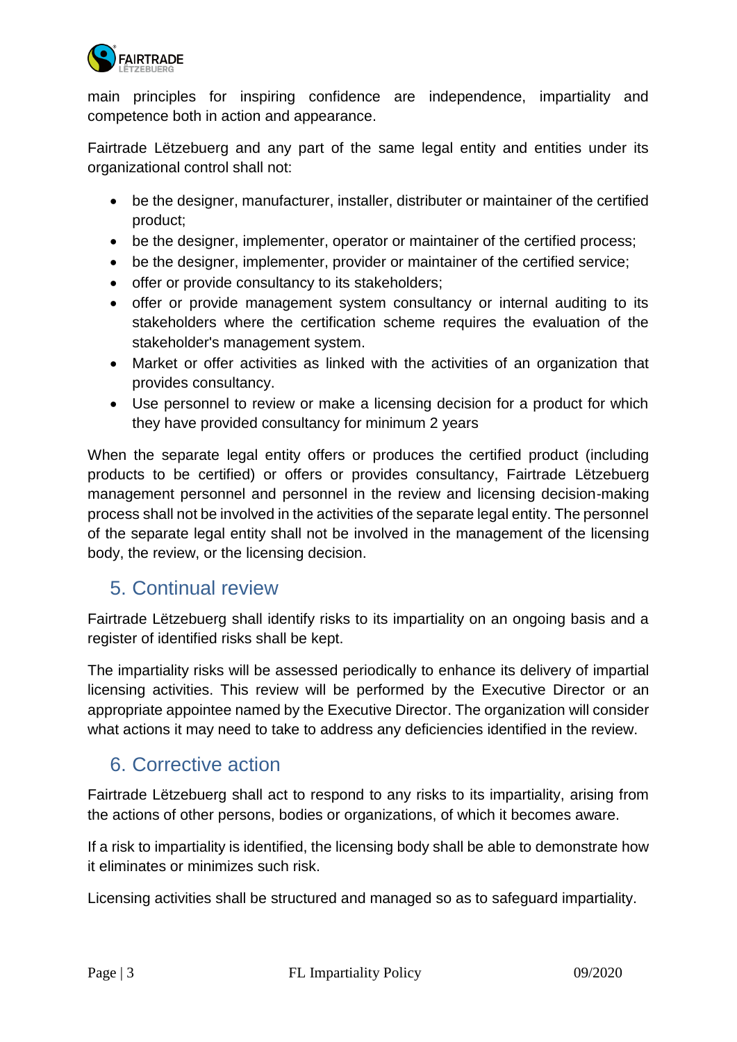main principles for inspiring confidence are independence, impartiality and competence both in action and appearance.

Fairtrade Lëtzebuerg and any part of the same legal entity and entities under its organizational control shall not:

- be the designer, manufacturer, installer, distributer or maintainer of the certified product;
- be the designer, implementer, operator or maintainer of the certified process;
- be the designer, implementer, provider or maintainer of the certified service;
- offer or provide consultancy to its stakeholders;
- offer or provide management system consultancy or internal auditing to its stakeholders where the certification scheme requires the evaluation of the stakeholder's management system.
- Market or offer activities as linked with the activities of an organization that provides consultancy.
- Use personnel to review or make a licensing decision for a product for which they have provided consultancy for minimum 2 years

When the separate legal entity offers or produces the certified product (including products to be certified) or offers or provides consultancy, Fairtrade Lëtzebuerg management personnel and personnel in the review and licensing decision-making process shall not be involved in the activities of the separate legal entity. The personnel of the separate legal entity shall not be involved in the management of the licensing body, the review, or the licensing decision.

## 5. Continual review

Fairtrade Lëtzebuerg shall identify risks to its impartiality on an ongoing basis and a register of identified risks shall be kept.

The impartiality risks will be assessed periodically to enhance its delivery of impartial licensing activities. This review will be performed by the Executive Director or an appropriate appointee named by the Executive Director. The organization will consider what actions it may need to take to address any deficiencies identified in the review.

## 6. Corrective action

Fairtrade Lëtzebuerg shall act to respond to any risks to its impartiality, arising from the actions of other persons, bodies or organizations, of which it becomes aware.

If a risk to impartiality is identified, the licensing body shall be able to demonstrate how it eliminates or minimizes such risk.

Licensing activities shall be structured and managed so as to safeguard impartiality.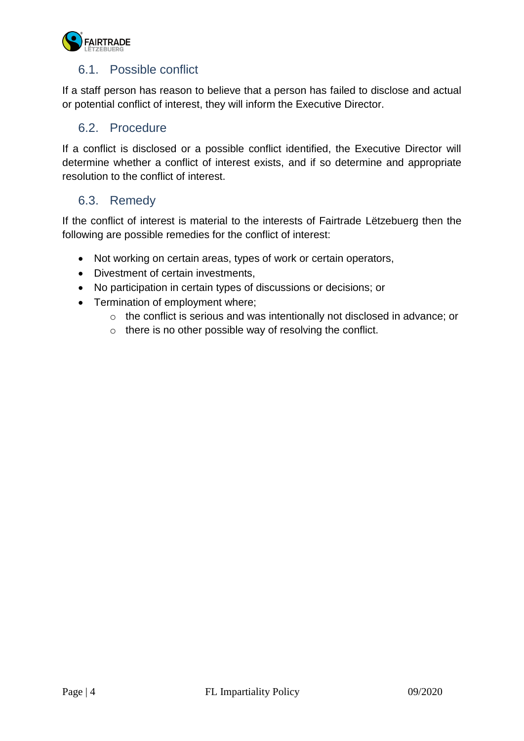## 6.1. Possible conflict

If a staff person has reason to believe that a person has failed to disclose and actual or potential conflict of interest, they will inform the Executive Director.

## 6.2. Procedure

If a conflict is disclosed or a possible conflict identified, the Executive Director will determine whether a conflict of interest exists, and if so determine and appropriate resolution to the conflict of interest.

## 6.3. Remedy

If the conflict of interest is material to the interests of Fairtrade Lëtzebuerg then the following are possible remedies for the conflict of interest:

- Not working on certain areas, types of work or certain operators,
- Divestment of certain investments,
- No participation in certain types of discussions or decisions; or
- Termination of employment where;
  - the conflict is serious and was intentionally not disclosed in advance; or
  - there is no other possible way of resolving the conflict.